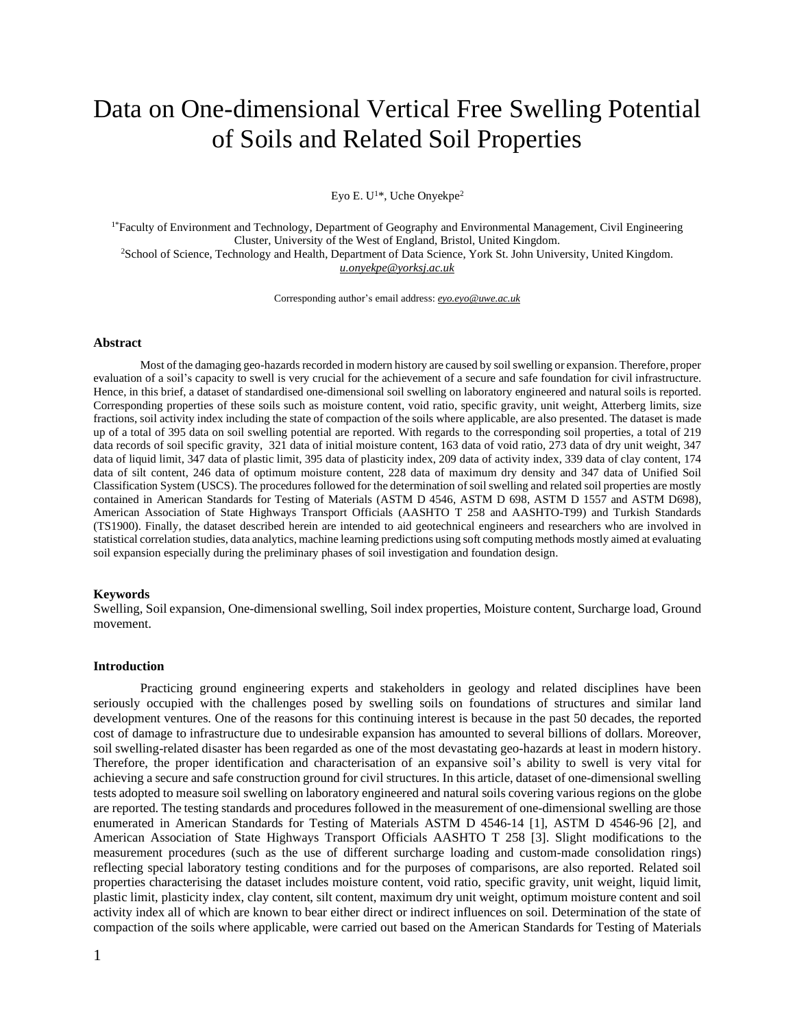# Data on One-dimensional Vertical Free Swelling Potential of Soils and Related Soil Properties

Eyo E. U[1*], Uche Onyekpe[2]

[1*]Faculty of Environment and Technology, Department of Geography and Environmental Management, Civil Engineering Cluster, University of the West of England, Bristol, United Kingdom.
[2]School of Science, Technology and Health, Department of Data Science, York St. John University, United Kingdom.
*u.onyekpe@yorksj.ac.uk*

Corresponding author's email address: *eyo.eyo@uwe.ac.uk*

### Abstract

Most of the damaging geo-hazards recorded in modern history are caused by soil swelling or expansion. Therefore, proper evaluation of a soil's capacity to swell is very crucial for the achievement of a secure and safe foundation for civil infrastructure. Hence, in this brief, a dataset of standardised one-dimensional soil swelling on laboratory engineered and natural soils is reported. Corresponding properties of these soils such as moisture content, void ratio, specific gravity, unit weight, Atterberg limits, size fractions, soil activity index including the state of compaction of the soils where applicable, are also presented. The dataset is made up of a total of 395 data on soil swelling potential are reported. With regards to the corresponding soil properties, a total of 219 data records of soil specific gravity, 321 data of initial moisture content, 163 data of void ratio, 273 data of dry unit weight, 347 data of liquid limit, 347 data of plastic limit, 395 data of plasticity index, 209 data of activity index, 339 data of clay content, 174 data of silt content, 246 data of optimum moisture content, 228 data of maximum dry density and 347 data of Unified Soil Classification System (USCS). The procedures followed for the determination of soil swelling and related soil properties are mostly contained in American Standards for Testing of Materials (ASTM D 4546, ASTM D 698, ASTM D 1557 and ASTM D698), American Association of State Highways Transport Officials (AASHTO T 258 and AASHTO-T99) and Turkish Standards (TS1900). Finally, the dataset described herein are intended to aid geotechnical engineers and researchers who are involved in statistical correlation studies, data analytics, machine learning predictions using soft computing methods mostly aimed at evaluating soil expansion especially during the preliminary phases of soil investigation and foundation design.

### Keywords

Swelling, Soil expansion, One-dimensional swelling, Soil index properties, Moisture content, Surcharge load, Ground movement.

### Introduction

Practicing ground engineering experts and stakeholders in geology and related disciplines have been seriously occupied with the challenges posed by swelling soils on foundations of structures and similar land development ventures. One of the reasons for this continuing interest is because in the past 50 decades, the reported cost of damage to infrastructure due to undesirable expansion has amounted to several billions of dollars. Moreover, soil swelling-related disaster has been regarded as one of the most devastating geo-hazards at least in modern history. Therefore, the proper identification and characterisation of an expansive soil's ability to swell is very vital for achieving a secure and safe construction ground for civil structures. In this article, dataset of one-dimensional swelling tests adopted to measure soil swelling on laboratory engineered and natural soils covering various regions on the globe are reported. The testing standards and procedures followed in the measurement of one-dimensional swelling are those enumerated in American Standards for Testing of Materials ASTM D 4546-14 [1], ASTM D 4546-96 [2], and American Association of State Highways Transport Officials AASHTO T 258 [3]. Slight modifications to the measurement procedures (such as the use of different surcharge loading and custom-made consolidation rings) reflecting special laboratory testing conditions and for the purposes of comparisons, are also reported. Related soil properties characterising the dataset includes moisture content, void ratio, specific gravity, unit weight, liquid limit, plastic limit, plasticity index, clay content, silt content, maximum dry unit weight, optimum moisture content and soil activity index all of which are known to bear either direct or indirect influences on soil. Determination of the state of compaction of the soils where applicable, were carried out based on the American Standards for Testing of Materials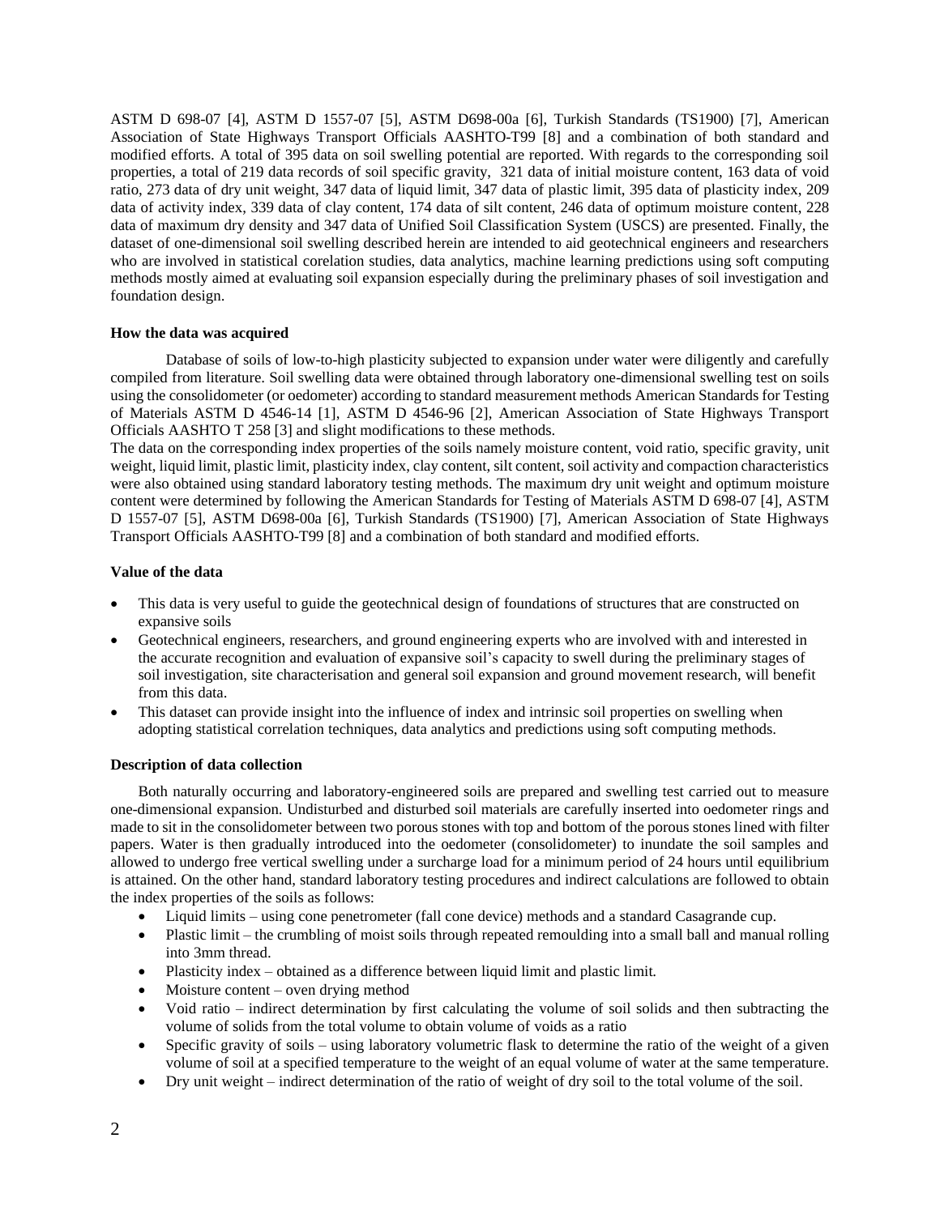ASTM D 698-07 [4], ASTM D 1557-07 [5], ASTM D698-00a [6], Turkish Standards (TS1900) [7], American Association of State Highways Transport Officials AASHTO-T99 [8] and a combination of both standard and modified efforts. A total of 395 data on soil swelling potential are reported. With regards to the corresponding soil properties, a total of 219 data records of soil specific gravity, 321 data of initial moisture content, 163 data of void ratio, 273 data of dry unit weight, 347 data of liquid limit, 347 data of plastic limit, 395 data of plasticity index, 209 data of activity index, 339 data of clay content, 174 data of silt content, 246 data of optimum moisture content, 228 data of maximum dry density and 347 data of Unified Soil Classification System (USCS) are presented. Finally, the dataset of one-dimensional soil swelling described herein are intended to aid geotechnical engineers and researchers who are involved in statistical corelation studies, data analytics, machine learning predictions using soft computing methods mostly aimed at evaluating soil expansion especially during the preliminary phases of soil investigation and foundation design.

**How the data was acquired**

Database of soils of low-to-high plasticity subjected to expansion under water were diligently and carefully compiled from literature. Soil swelling data were obtained through laboratory one-dimensional swelling test on soils using the consolidometer (or oedometer) according to standard measurement methods American Standards for Testing of Materials ASTM D 4546-14 [1], ASTM D 4546-96 [2], American Association of State Highways Transport Officials AASHTO T 258 [3] and slight modifications to these methods.

The data on the corresponding index properties of the soils namely moisture content, void ratio, specific gravity, unit weight, liquid limit, plastic limit, plasticity index, clay content, silt content, soil activity and compaction characteristics were also obtained using standard laboratory testing methods. The maximum dry unit weight and optimum moisture content were determined by following the American Standards for Testing of Materials ASTM D 698-07 [4], ASTM D 1557-07 [5], ASTM D698-00a [6], Turkish Standards (TS1900) [7], American Association of State Highways Transport Officials AASHTO-T99 [8] and a combination of both standard and modified efforts.

**Value of the data**

- This data is very useful to guide the geotechnical design of foundations of structures that are constructed on expansive soils
- Geotechnical engineers, researchers, and ground engineering experts who are involved with and interested in the accurate recognition and evaluation of expansive soil's capacity to swell during the preliminary stages of soil investigation, site characterisation and general soil expansion and ground movement research, will benefit from this data.
- This dataset can provide insight into the influence of index and intrinsic soil properties on swelling when adopting statistical correlation techniques, data analytics and predictions using soft computing methods.

**Description of data collection**

Both naturally occurring and laboratory-engineered soils are prepared and swelling test carried out to measure one-dimensional expansion. Undisturbed and disturbed soil materials are carefully inserted into oedometer rings and made to sit in the consolidometer between two porous stones with top and bottom of the porous stones lined with filter papers. Water is then gradually introduced into the oedometer (consolidometer) to inundate the soil samples and allowed to undergo free vertical swelling under a surcharge load for a minimum period of 24 hours until equilibrium is attained. On the other hand, standard laboratory testing procedures and indirect calculations are followed to obtain the index properties of the soils as follows:

- Liquid limits – using cone penetrometer (fall cone device) methods and a standard Casagrande cup.
- Plastic limit – the crumbling of moist soils through repeated remoulding into a small ball and manual rolling into 3mm thread.
- Plasticity index – obtained as a difference between liquid limit and plastic limit.
- Moisture content – oven drying method
- Void ratio – indirect determination by first calculating the volume of soil solids and then subtracting the volume of solids from the total volume to obtain volume of voids as a ratio
- Specific gravity of soils – using laboratory volumetric flask to determine the ratio of the weight of a given volume of soil at a specified temperature to the weight of an equal volume of water at the same temperature.
- Dry unit weight – indirect determination of the ratio of weight of dry soil to the total volume of the soil.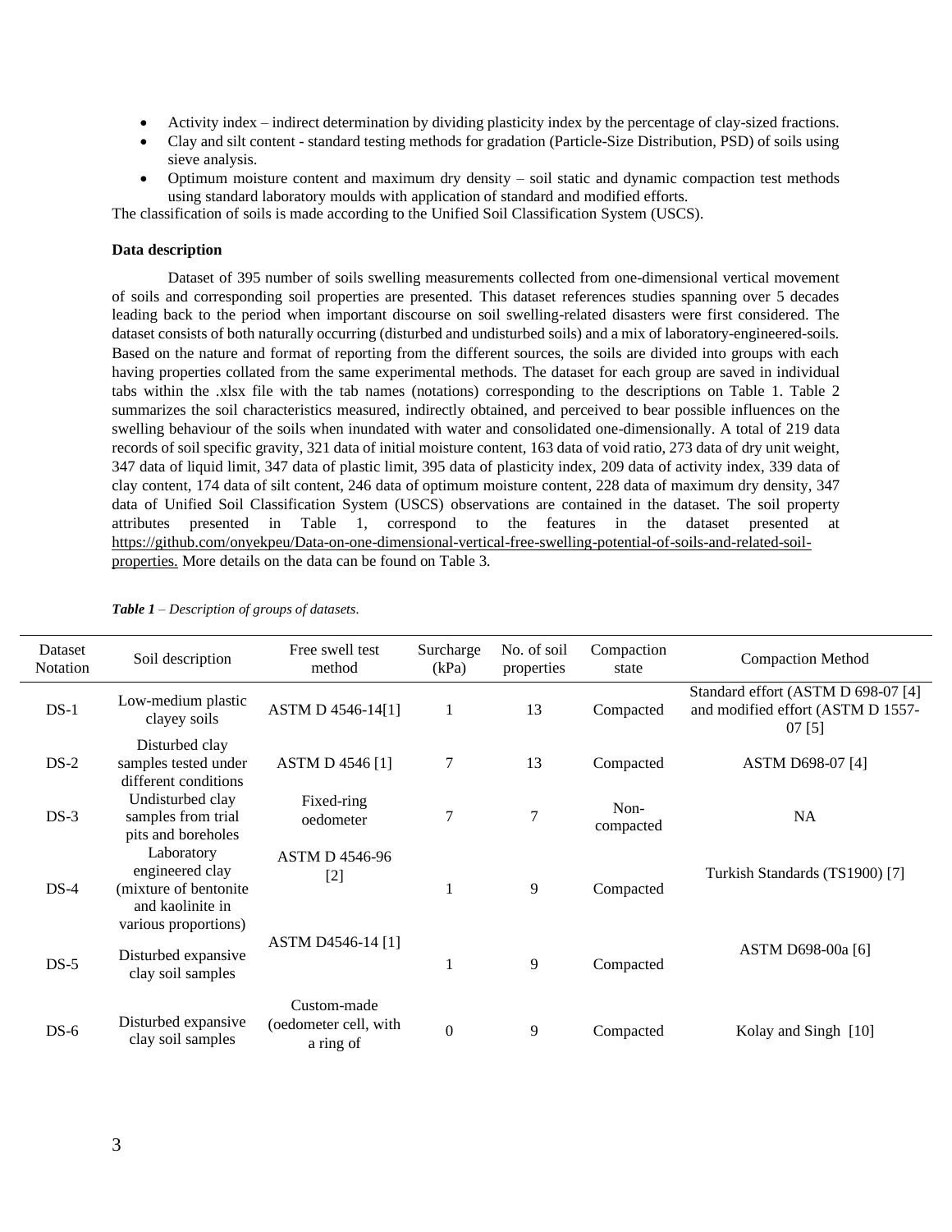- Activity index – indirect determination by dividing plasticity index by the percentage of clay-sized fractions.
- Clay and silt content - standard testing methods for gradation (Particle-Size Distribution, PSD) of soils using sieve analysis.
- Optimum moisture content and maximum dry density – soil static and dynamic compaction test methods using standard laboratory moulds with application of standard and modified efforts.

The classification of soils is made according to the Unified Soil Classification System (USCS).

**Data description**

Dataset of 395 number of soils swelling measurements collected from one-dimensional vertical movement of soils and corresponding soil properties are presented. This dataset references studies spanning over 5 decades leading back to the period when important discourse on soil swelling-related disasters were first considered. The dataset consists of both naturally occurring (disturbed and undisturbed soils) and a mix of laboratory-engineered-soils. Based on the nature and format of reporting from the different sources, the soils are divided into groups with each having properties collated from the same experimental methods. The dataset for each group are saved in individual tabs within the .xlsx file with the tab names (notations) corresponding to the descriptions on Table 1. Table 2 summarizes the soil characteristics measured, indirectly obtained, and perceived to bear possible influences on the swelling behaviour of the soils when inundated with water and consolidated one-dimensionally. A total of 219 data records of soil specific gravity, 321 data of initial moisture content, 163 data of void ratio, 273 data of dry unit weight, 347 data of liquid limit, 347 data of plastic limit, 395 data of plasticity index, 209 data of activity index, 339 data of clay content, 174 data of silt content, 246 data of optimum moisture content, 228 data of maximum dry density, 347 data of Unified Soil Classification System (USCS) observations are contained in the dataset. The soil property attributes presented in Table 1, correspond to the features in the dataset presented at https://github.com/onyekpeu/Data-on-one-dimensional-vertical-free-swelling-potential-of-soils-and-related-soil-properties. More details on the data can be found on Table 3.

***Table 1*** *– Description of groups of datasets.*

| Dataset Notation | Soil description | Free swell test method | Surcharge (kPa) | No. of soil properties | Compaction state | Compaction Method |
|---|---|---|---|---|---|---|
| DS-1 | Low-medium plastic clayey soils | ASTM D 4546-14[1] | 1 | 13 | Compacted | Standard effort (ASTM D 698-07 [4] and modified effort (ASTM D 1557-07 [5] |
| DS-2 | Disturbed clay samples tested under different conditions | ASTM D 4546 [1] | 7 | 13 | Compacted | ASTM D698-07 [4] |
| DS-3 | Undisturbed clay samples from trial pits and boreholes | Fixed-ring oedometer | 7 | 7 | Non-compacted | NA |
| DS-4 | Laboratory engineered clay (mixture of bentonite and kaolinite in various proportions) | ASTM D 4546-96 [2] | 1 | 9 | Compacted | Turkish Standards (TS1900) [7] |
| DS-5 | Disturbed expansive clay soil samples | ASTM D4546-14 [1] | 1 | 9 | Compacted | ASTM D698-00a [6] |
| DS-6 | Disturbed expansive clay soil samples | Custom-made (oedometer cell, with a ring of | 0 | 9 | Compacted | Kolay and Singh [10] |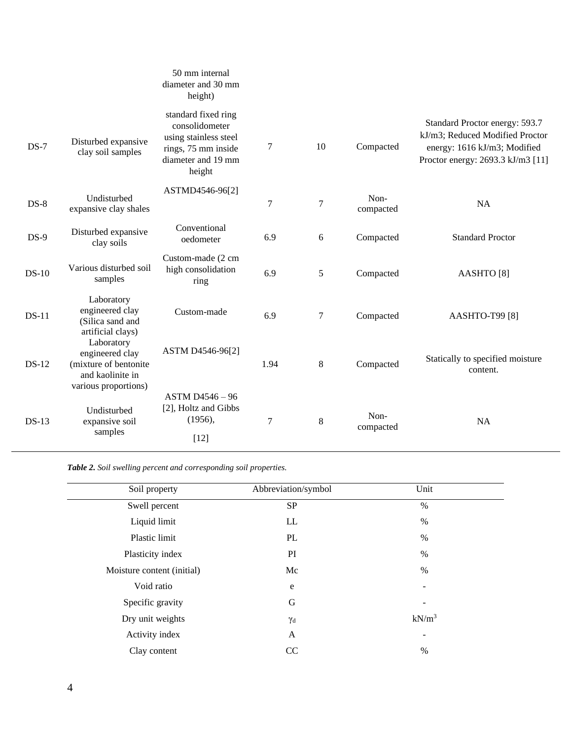| | | 50 mm internal diameter and 30 mm height) | | | | |
|---|---|---|---|---|---|---|
| DS-7 | Disturbed expansive clay soil samples | standard fixed ring consolidometer using stainless steel rings, 75 mm inside diameter and 19 mm height | 7 | 10 | Compacted | Standard Proctor energy: 593.7 kJ/m3; Reduced Modified Proctor energy: 1616 kJ/m3; Modified Proctor energy: 2693.3 kJ/m3 [11] |
| DS-8 | Undisturbed expansive clay shales | ASTMD4546-96[2] | 7 | 7 | Non-compacted | NA |
| DS-9 | Disturbed expansive clay soils | Conventional oedometer | 6.9 | 6 | Compacted | Standard Proctor |
| DS-10 | Various disturbed soil samples | Custom-made (2 cm high consolidation ring | 6.9 | 5 | Compacted | AASHTO [8] |
| DS-11 | Laboratory engineered clay (Silica sand and artificial clays) | Custom-made | 6.9 | 7 | Compacted | AASHTO-T99 [8] |
| DS-12 | Laboratory engineered clay (mixture of bentonite and kaolinite in various proportions) | ASTM D4546-96[2] | 1.94 | 8 | Compacted | Statically to specified moisture content. |
| DS-13 | Undisturbed expansive soil samples | ASTM D4546 – 96 [2], Holtz and Gibbs (1956), [12] | 7 | 8 | Non-compacted | NA |

***Table 2.*** *Soil swelling percent and corresponding soil properties.*

| Soil property | Abbreviation/symbol | Unit |
|---|---|---|
| Swell percent | SP | % |
| Liquid limit | LL | % |
| Plastic limit | PL | % |
| Plasticity index | PI | % |
| Moisture content (initial) | Mc | % |
| Void ratio | e | - |
| Specific gravity | G | - |
| Dry unit weights | $\gamma_d$ | $kN/m^3$ |
| Activity index | A | - |
| Clay content | CC | % |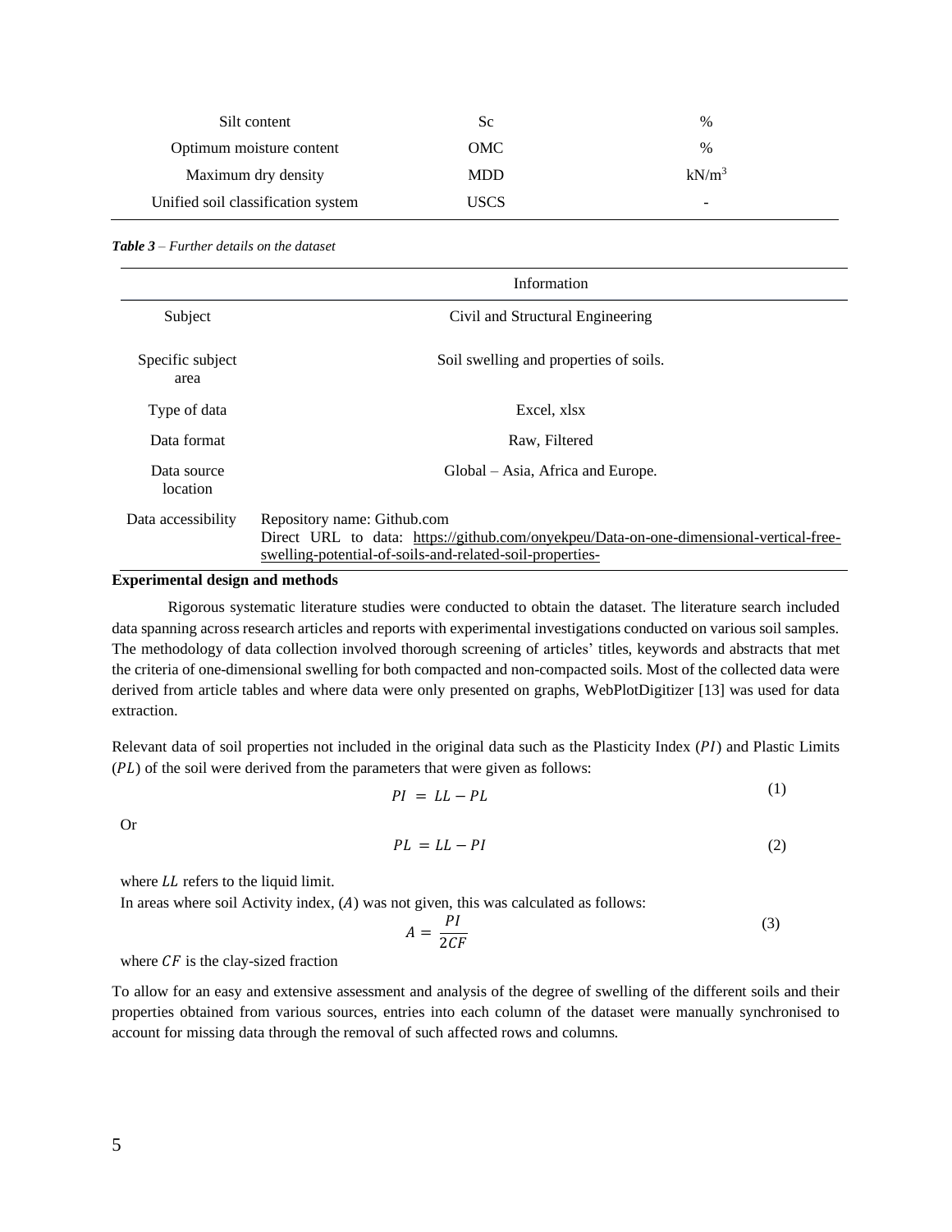| | | |
|---|---|---|
| Silt content | Sc | % |
| Optimum moisture content | OMC | % |
| Maximum dry density | MDD | $kN/m^3$ |
| Unified soil classification system | USCS | - |

***Table 3*** *– Further details on the dataset*

| | Information |
|---|---|
| Subject | Civil and Structural Engineering |
| Specific subject area | Soil swelling and properties of soils. |
| Type of data | Excel, xlsx |
| Data format | Raw, Filtered |
| Data source location | Global – Asia, Africa and Europe. |
| Data accessibility | Repository name: Github.com<br>Direct URL to data: https://github.com/onyekpeu/Data-on-one-dimensional-vertical-free-swelling-potential-of-soils-and-related-soil-properties- |

**Experimental design and methods**

Rigorous systematic literature studies were conducted to obtain the dataset. The literature search included data spanning across research articles and reports with experimental investigations conducted on various soil samples. The methodology of data collection involved thorough screening of articles' titles, keywords and abstracts that met the criteria of one-dimensional swelling for both compacted and non-compacted soils. Most of the collected data were derived from article tables and where data were only presented on graphs, WebPlotDigitizer [13] was used for data extraction.

Relevant data of soil properties not included in the original data such as the Plasticity Index ($PI$) and Plastic Limits ($PL$) of the soil were derived from the parameters that were given as follows:

$$PI = LL - PL \tag{1}$$

Or

$$PL = LL - PI \tag{2}$$

where $LL$ refers to the liquid limit.

In areas where soil Activity index, ($A$) was not given, this was calculated as follows:

$$A = \frac{PI}{2CF} \tag{3}$$

where $CF$ is the clay-sized fraction

To allow for an easy and extensive assessment and analysis of the degree of swelling of the different soils and their properties obtained from various sources, entries into each column of the dataset were manually synchronised to account for missing data through the removal of such affected rows and columns.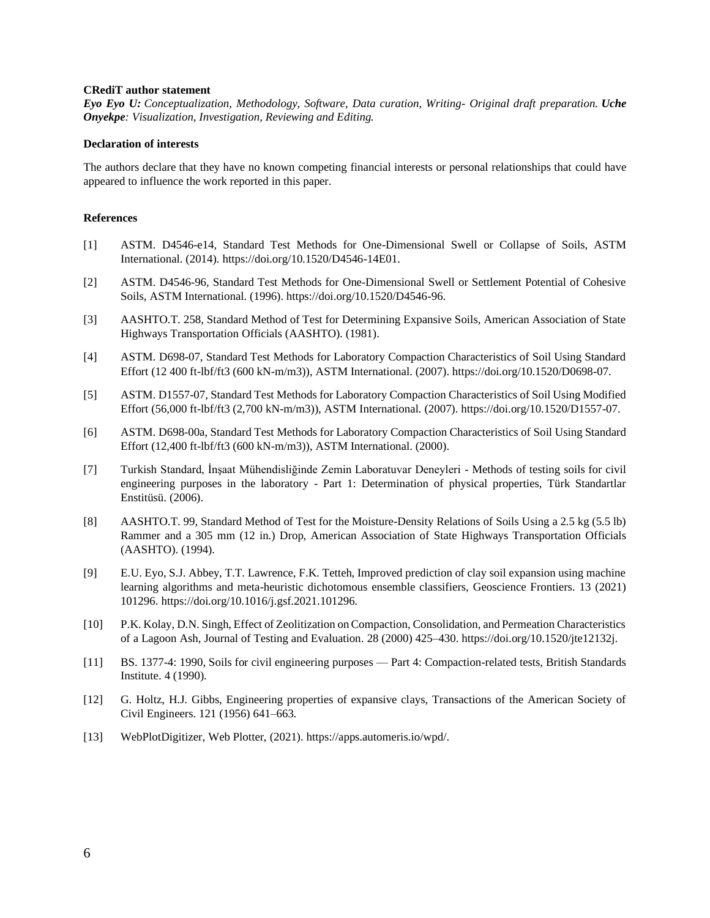**CRediT author statement**

***Eyo Eyo U:*** *Conceptualization, Methodology, Software, Data curation, Writing- Original draft preparation.* ***Uche Onyekpe****: Visualization, Investigation, Reviewing and Editing.*

**Declaration of interests**

The authors declare that they have no known competing financial interests or personal relationships that could have appeared to influence the work reported in this paper.

**References**

[1] ASTM. D4546-e14, Standard Test Methods for One-Dimensional Swell or Collapse of Soils, ASTM International. (2014). https://doi.org/10.1520/D4546-14E01.

[2] ASTM. D4546-96, Standard Test Methods for One-Dimensional Swell or Settlement Potential of Cohesive Soils, ASTM International. (1996). https://doi.org/10.1520/D4546-96.

[3] AASHTO.T. 258, Standard Method of Test for Determining Expansive Soils, American Association of State Highways Transportation Officials (AASHTO). (1981).

[4] ASTM. D698-07, Standard Test Methods for Laboratory Compaction Characteristics of Soil Using Standard Effort (12 400 ft-lbf/ft3 (600 kN-m/m3)), ASTM International. (2007). https://doi.org/10.1520/D0698-07.

[5] ASTM. D1557-07, Standard Test Methods for Laboratory Compaction Characteristics of Soil Using Modified Effort (56,000 ft-lbf/ft3 (2,700 kN-m/m3)), ASTM International. (2007). https://doi.org/10.1520/D1557-07.

[6] ASTM. D698-00a, Standard Test Methods for Laboratory Compaction Characteristics of Soil Using Standard Effort (12,400 ft-lbf/ft3 (600 kN-m/m3)), ASTM International. (2000).

[7] Turkish Standard, İnşaat Mühendisliğinde Zemin Laboratuvar Deneyleri - Methods of testing soils for civil engineering purposes in the laboratory - Part 1: Determination of physical properties, Türk Standartlar Enstitüsü. (2006).

[8] AASHTO.T. 99, Standard Method of Test for the Moisture-Density Relations of Soils Using a 2.5 kg (5.5 lb) Rammer and a 305 mm (12 in.) Drop, American Association of State Highways Transportation Officials (AASHTO). (1994).

[9] E.U. Eyo, S.J. Abbey, T.T. Lawrence, F.K. Tetteh, Improved prediction of clay soil expansion using machine learning algorithms and meta-heuristic dichotomous ensemble classifiers, Geoscience Frontiers. 13 (2021) 101296. https://doi.org/10.1016/j.gsf.2021.101296.

[10] P.K. Kolay, D.N. Singh, Effect of Zeolitization on Compaction, Consolidation, and Permeation Characteristics of a Lagoon Ash, Journal of Testing and Evaluation. 28 (2000) 425–430. https://doi.org/10.1520/jte12132j.

[11] BS. 1377-4: 1990, Soils for civil engineering purposes — Part 4: Compaction-related tests, British Standards Institute. 4 (1990).

[12] G. Holtz, H.J. Gibbs, Engineering properties of expansive clays, Transactions of the American Society of Civil Engineers. 121 (1956) 641–663.

[13] WebPlotDigitizer, Web Plotter, (2021). https://apps.automeris.io/wpd/.